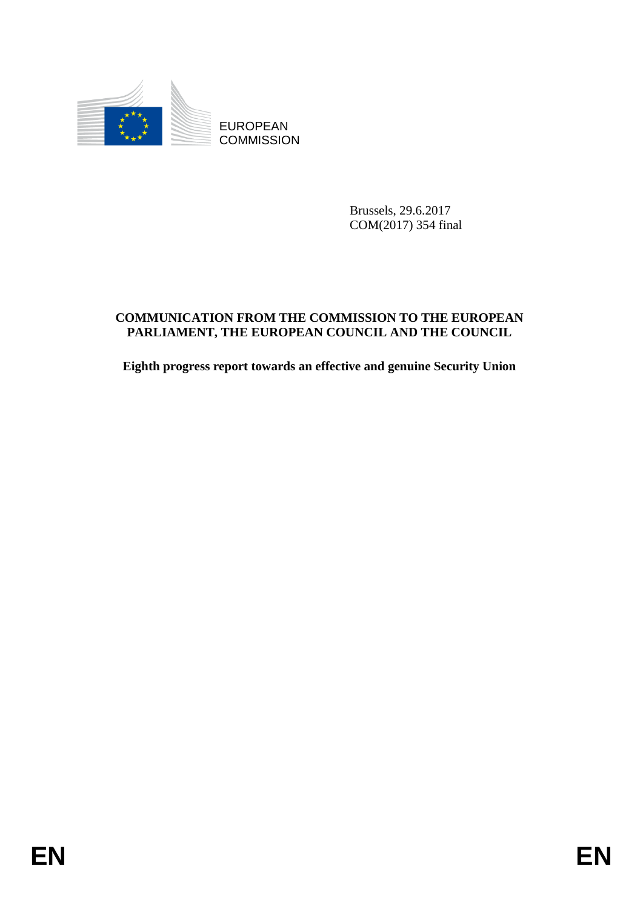EUROPEAN COMMISSION

Brussels, 29.6.2017
COM(2017) 354 final

**COMMUNICATION FROM THE COMMISSION TO THE EUROPEAN PARLIAMENT, THE EUROPEAN COUNCIL AND THE COUNCIL**

**Eighth progress report towards an effective and genuine Security Union**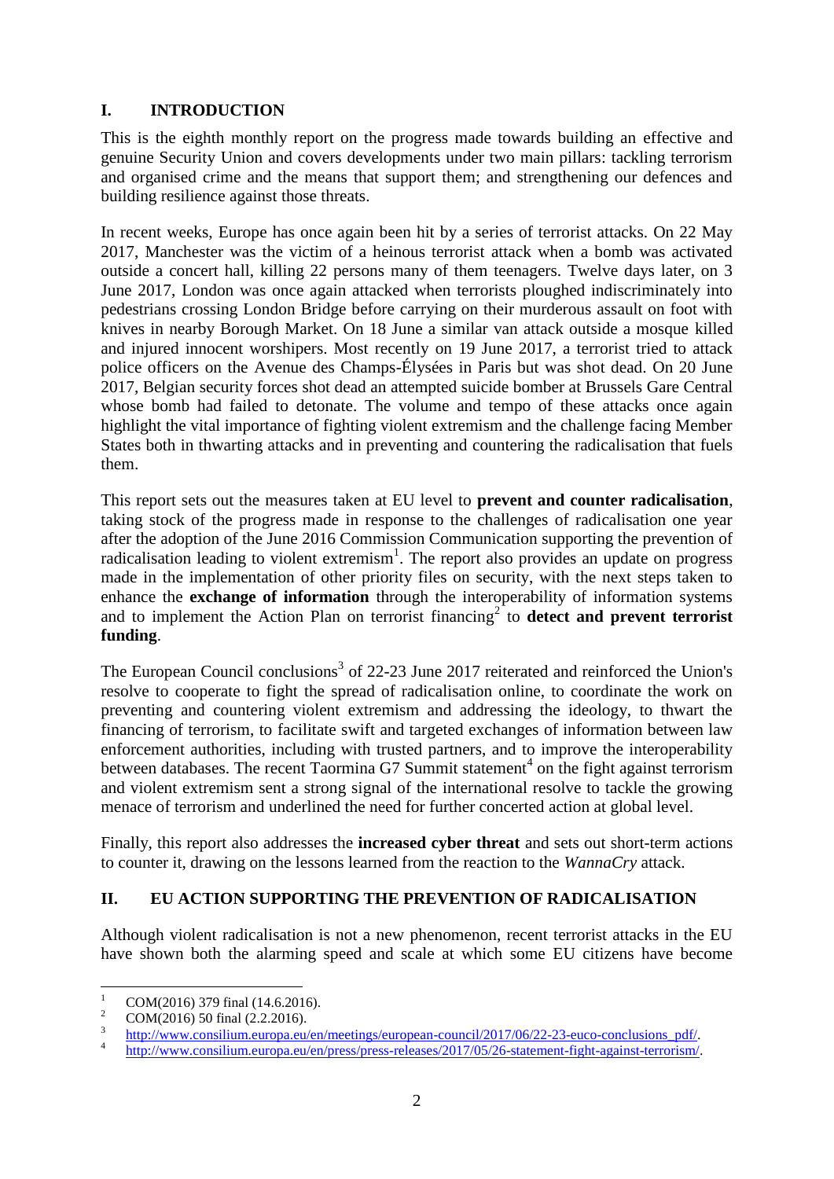## I. INTRODUCTION

This is the eighth monthly report on the progress made towards building an effective and genuine Security Union and covers developments under two main pillars: tackling terrorism and organised crime and the means that support them; and strengthening our defences and building resilience against those threats.

In recent weeks, Europe has once again been hit by a series of terrorist attacks. On 22 May 2017, Manchester was the victim of a heinous terrorist attack when a bomb was activated outside a concert hall, killing 22 persons many of them teenagers. Twelve days later, on 3 June 2017, London was once again attacked when terrorists ploughed indiscriminately into pedestrians crossing London Bridge before carrying on their murderous assault on foot with knives in nearby Borough Market. On 18 June a similar van attack outside a mosque killed and injured innocent worshipers. Most recently on 19 June 2017, a terrorist tried to attack police officers on the Avenue des Champs-Élysées in Paris but was shot dead. On 20 June 2017, Belgian security forces shot dead an attempted suicide bomber at Brussels Gare Central whose bomb had failed to detonate. The volume and tempo of these attacks once again highlight the vital importance of fighting violent extremism and the challenge facing Member States both in thwarting attacks and in preventing and countering the radicalisation that fuels them.

This report sets out the measures taken at EU level to **prevent and counter radicalisation**, taking stock of the progress made in response to the challenges of radicalisation one year after the adoption of the June 2016 Commission Communication supporting the prevention of radicalisation leading to violent extremism[1]. The report also provides an update on progress made in the implementation of other priority files on security, with the next steps taken to enhance the **exchange of information** through the interoperability of information systems and to implement the Action Plan on terrorist financing[2] to **detect and prevent terrorist funding**.

The European Council conclusions[3] of 22-23 June 2017 reiterated and reinforced the Union's resolve to cooperate to fight the spread of radicalisation online, to coordinate the work on preventing and countering violent extremism and addressing the ideology, to thwart the financing of terrorism, to facilitate swift and targeted exchanges of information between law enforcement authorities, including with trusted partners, and to improve the interoperability between databases. The recent Taormina G7 Summit statement[4] on the fight against terrorism and violent extremism sent a strong signal of the international resolve to tackle the growing menace of terrorism and underlined the need for further concerted action at global level.

Finally, this report also addresses the **increased cyber threat** and sets out short-term actions to counter it, drawing on the lessons learned from the reaction to the *WannaCry* attack.

## II. EU ACTION SUPPORTING THE PREVENTION OF RADICALISATION

Although violent radicalisation is not a new phenomenon, recent terrorist attacks in the EU have shown both the alarming speed and scale at which some EU citizens have become

---

[1] COM(2016) 379 final (14.6.2016).

[2] COM(2016) 50 final (2.2.2016).

[3] http://www.consilium.europa.eu/en/meetings/european-council/2017/06/22-23-euco-conclusions_pdf/.

[4] http://www.consilium.europa.eu/en/press/press-releases/2017/05/26-statement-fight-against-terrorism/.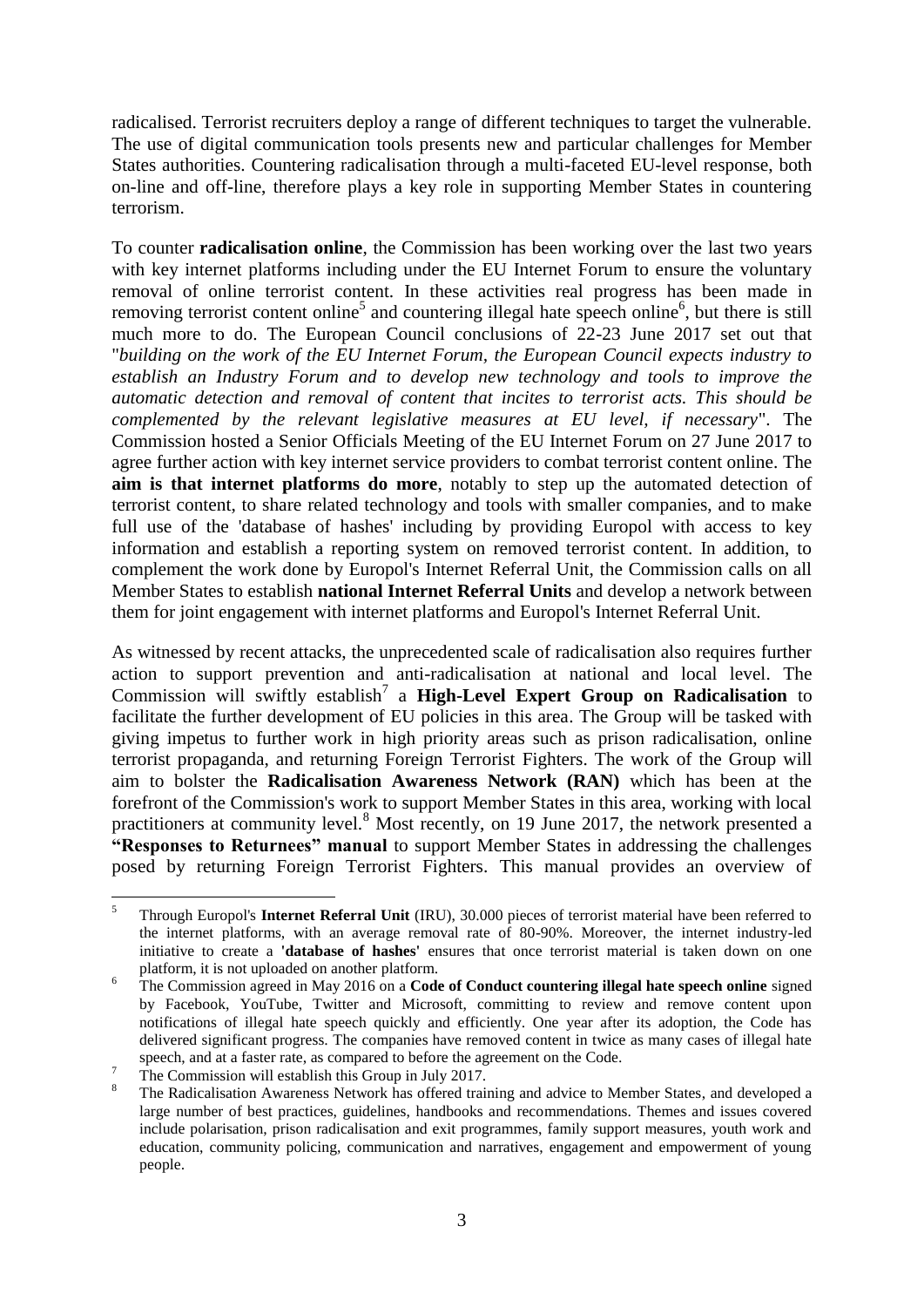radicalised. Terrorist recruiters deploy a range of different techniques to target the vulnerable. The use of digital communication tools presents new and particular challenges for Member States authorities. Countering radicalisation through a multi-faceted EU-level response, both on-line and off-line, therefore plays a key role in supporting Member States in countering terrorism.

To counter **radicalisation online**, the Commission has been working over the last two years with key internet platforms including under the EU Internet Forum to ensure the voluntary removal of online terrorist content. In these activities real progress has been made in removing terrorist content online[5] and countering illegal hate speech online[6], but there is still much more to do. The European Council conclusions of 22-23 June 2017 set out that "*building on the work of the EU Internet Forum, the European Council expects industry to establish an Industry Forum and to develop new technology and tools to improve the automatic detection and removal of content that incites to terrorist acts. This should be complemented by the relevant legislative measures at EU level, if necessary*". The Commission hosted a Senior Officials Meeting of the EU Internet Forum on 27 June 2017 to agree further action with key internet service providers to combat terrorist content online. The **aim is that internet platforms do more**, notably to step up the automated detection of terrorist content, to share related technology and tools with smaller companies, and to make full use of the 'database of hashes' including by providing Europol with access to key information and establish a reporting system on removed terrorist content. In addition, to complement the work done by Europol's Internet Referral Unit, the Commission calls on all Member States to establish **national Internet Referral Units** and develop a network between them for joint engagement with internet platforms and Europol's Internet Referral Unit.

As witnessed by recent attacks, the unprecedented scale of radicalisation also requires further action to support prevention and anti-radicalisation at national and local level. The Commission will swiftly establish[7] a **High-Level Expert Group on Radicalisation** to facilitate the further development of EU policies in this area. The Group will be tasked with giving impetus to further work in high priority areas such as prison radicalisation, online terrorist propaganda, and returning Foreign Terrorist Fighters. The work of the Group will aim to bolster the **Radicalisation Awareness Network (RAN)** which has been at the forefront of the Commission's work to support Member States in this area, working with local practitioners at community level.[8] Most recently, on 19 June 2017, the network presented a **"Responses to Returnees" manual** to support Member States in addressing the challenges posed by returning Foreign Terrorist Fighters. This manual provides an overview of

---

[5] Through Europol's **Internet Referral Unit** (IRU), 30.000 pieces of terrorist material have been referred to the internet platforms, with an average removal rate of 80-90%. Moreover, the internet industry-led initiative to create a **'database of hashes'** ensures that once terrorist material is taken down on one platform, it is not uploaded on another platform.

[6] The Commission agreed in May 2016 on a **Code of Conduct countering illegal hate speech online** signed by Facebook, YouTube, Twitter and Microsoft, committing to review and remove content upon notifications of illegal hate speech quickly and efficiently. One year after its adoption, the Code has delivered significant progress. The companies have removed content in twice as many cases of illegal hate speech, and at a faster rate, as compared to before the agreement on the Code.

[7] The Commission will establish this Group in July 2017.

[8] The Radicalisation Awareness Network has offered training and advice to Member States, and developed a large number of best practices, guidelines, handbooks and recommendations. Themes and issues covered include polarisation, prison radicalisation and exit programmes, family support measures, youth work and education, community policing, communication and narratives, engagement and empowerment of young people.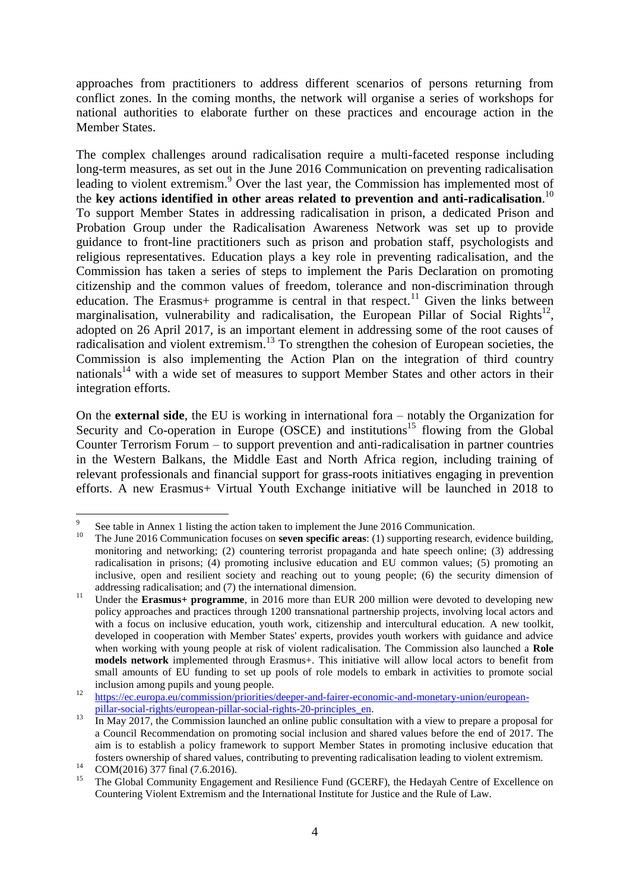approaches from practitioners to address different scenarios of persons returning from conflict zones. In the coming months, the network will organise a series of workshops for national authorities to elaborate further on these practices and encourage action in the Member States.

The complex challenges around radicalisation require a multi-faceted response including long-term measures, as set out in the June 2016 Communication on preventing radicalisation leading to violent extremism.[9] Over the last year, the Commission has implemented most of the **key actions identified in other areas related to prevention and anti-radicalisation**.[10] To support Member States in addressing radicalisation in prison, a dedicated Prison and Probation Group under the Radicalisation Awareness Network was set up to provide guidance to front-line practitioners such as prison and probation staff, psychologists and religious representatives. Education plays a key role in preventing radicalisation, and the Commission has taken a series of steps to implement the Paris Declaration on promoting citizenship and the common values of freedom, tolerance and non-discrimination through education. The Erasmus+ programme is central in that respect.[11] Given the links between marginalisation, vulnerability and radicalisation, the European Pillar of Social Rights[12], adopted on 26 April 2017, is an important element in addressing some of the root causes of radicalisation and violent extremism.[13] To strengthen the cohesion of European societies, the Commission is also implementing the Action Plan on the integration of third country nationals[14] with a wide set of measures to support Member States and other actors in their integration efforts.

On the **external side**, the EU is working in international fora – notably the Organization for Security and Co-operation in Europe (OSCE) and institutions[15] flowing from the Global Counter Terrorism Forum – to support prevention and anti-radicalisation in partner countries in the Western Balkans, the Middle East and North Africa region, including training of relevant professionals and financial support for grass-roots initiatives engaging in prevention efforts. A new Erasmus+ Virtual Youth Exchange initiative will be launched in 2018 to

---

[9] See table in Annex 1 listing the action taken to implement the June 2016 Communication.

[10] The June 2016 Communication focuses on **seven specific areas**: (1) supporting research, evidence building, monitoring and networking; (2) countering terrorist propaganda and hate speech online; (3) addressing radicalisation in prisons; (4) promoting inclusive education and EU common values; (5) promoting an inclusive, open and resilient society and reaching out to young people; (6) the security dimension of addressing radicalisation; and (7) the international dimension.

[11] Under the **Erasmus+ programme**, in 2016 more than EUR 200 million were devoted to developing new policy approaches and practices through 1200 transnational partnership projects, involving local actors and with a focus on inclusive education, youth work, citizenship and intercultural education. A new toolkit, developed in cooperation with Member States' experts, provides youth workers with guidance and advice when working with young people at risk of violent radicalisation. The Commission also launched a **Role models network** implemented through Erasmus+. This initiative will allow local actors to benefit from small amounts of EU funding to set up pools of role models to embark in activities to promote social inclusion among pupils and young people.

[12] https://ec.europa.eu/commission/priorities/deeper-and-fairer-economic-and-monetary-union/european-pillar-social-rights/european-pillar-social-rights-20-principles_en.

[13] In May 2017, the Commission launched an online public consultation with a view to prepare a proposal for a Council Recommendation on promoting social inclusion and shared values before the end of 2017. The aim is to establish a policy framework to support Member States in promoting inclusive education that fosters ownership of shared values, contributing to preventing radicalisation leading to violent extremism.

[14] COM(2016) 377 final (7.6.2016).

[15] The Global Community Engagement and Resilience Fund (GCERF), the Hedayah Centre of Excellence on Countering Violent Extremism and the International Institute for Justice and the Rule of Law.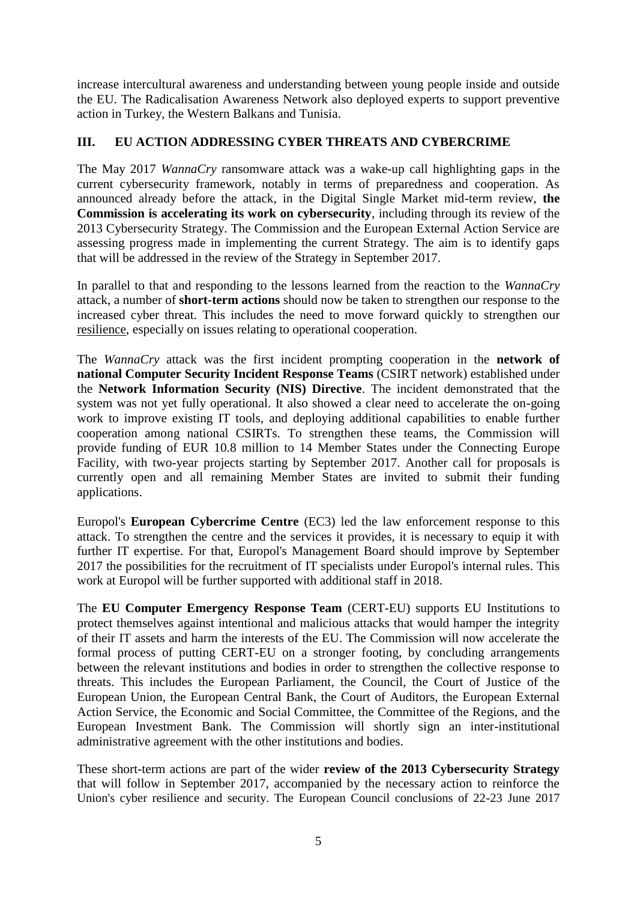increase intercultural awareness and understanding between young people inside and outside the EU. The Radicalisation Awareness Network also deployed experts to support preventive action in Turkey, the Western Balkans and Tunisia.

## III. EU ACTION ADDRESSING CYBER THREATS AND CYBERCRIME

The May 2017 *WannaCry* ransomware attack was a wake-up call highlighting gaps in the current cybersecurity framework, notably in terms of preparedness and cooperation. As announced already before the attack, in the Digital Single Market mid-term review, **the Commission is accelerating its work on cybersecurity**, including through its review of the 2013 Cybersecurity Strategy. The Commission and the European External Action Service are assessing progress made in implementing the current Strategy. The aim is to identify gaps that will be addressed in the review of the Strategy in September 2017.

In parallel to that and responding to the lessons learned from the reaction to the *WannaCry* attack, a number of **short-term actions** should now be taken to strengthen our response to the increased cyber threat. This includes the need to move forward quickly to strengthen our resilience, especially on issues relating to operational cooperation.

The *WannaCry* attack was the first incident prompting cooperation in the **network of national Computer Security Incident Response Teams** (CSIRT network) established under the **Network Information Security (NIS) Directive**. The incident demonstrated that the system was not yet fully operational. It also showed a clear need to accelerate the on-going work to improve existing IT tools, and deploying additional capabilities to enable further cooperation among national CSIRTs. To strengthen these teams, the Commission will provide funding of EUR 10.8 million to 14 Member States under the Connecting Europe Facility, with two-year projects starting by September 2017. Another call for proposals is currently open and all remaining Member States are invited to submit their funding applications.

Europol's **European Cybercrime Centre** (EC3) led the law enforcement response to this attack. To strengthen the centre and the services it provides, it is necessary to equip it with further IT expertise. For that, Europol's Management Board should improve by September 2017 the possibilities for the recruitment of IT specialists under Europol's internal rules. This work at Europol will be further supported with additional staff in 2018.

The **EU Computer Emergency Response Team** (CERT-EU) supports EU Institutions to protect themselves against intentional and malicious attacks that would hamper the integrity of their IT assets and harm the interests of the EU. The Commission will now accelerate the formal process of putting CERT-EU on a stronger footing, by concluding arrangements between the relevant institutions and bodies in order to strengthen the collective response to threats. This includes the European Parliament, the Council, the Court of Justice of the European Union, the European Central Bank, the Court of Auditors, the European External Action Service, the Economic and Social Committee, the Committee of the Regions, and the European Investment Bank. The Commission will shortly sign an inter-institutional administrative agreement with the other institutions and bodies.

These short-term actions are part of the wider **review of the 2013 Cybersecurity Strategy** that will follow in September 2017, accompanied by the necessary action to reinforce the Union's cyber resilience and security. The European Council conclusions of 22-23 June 2017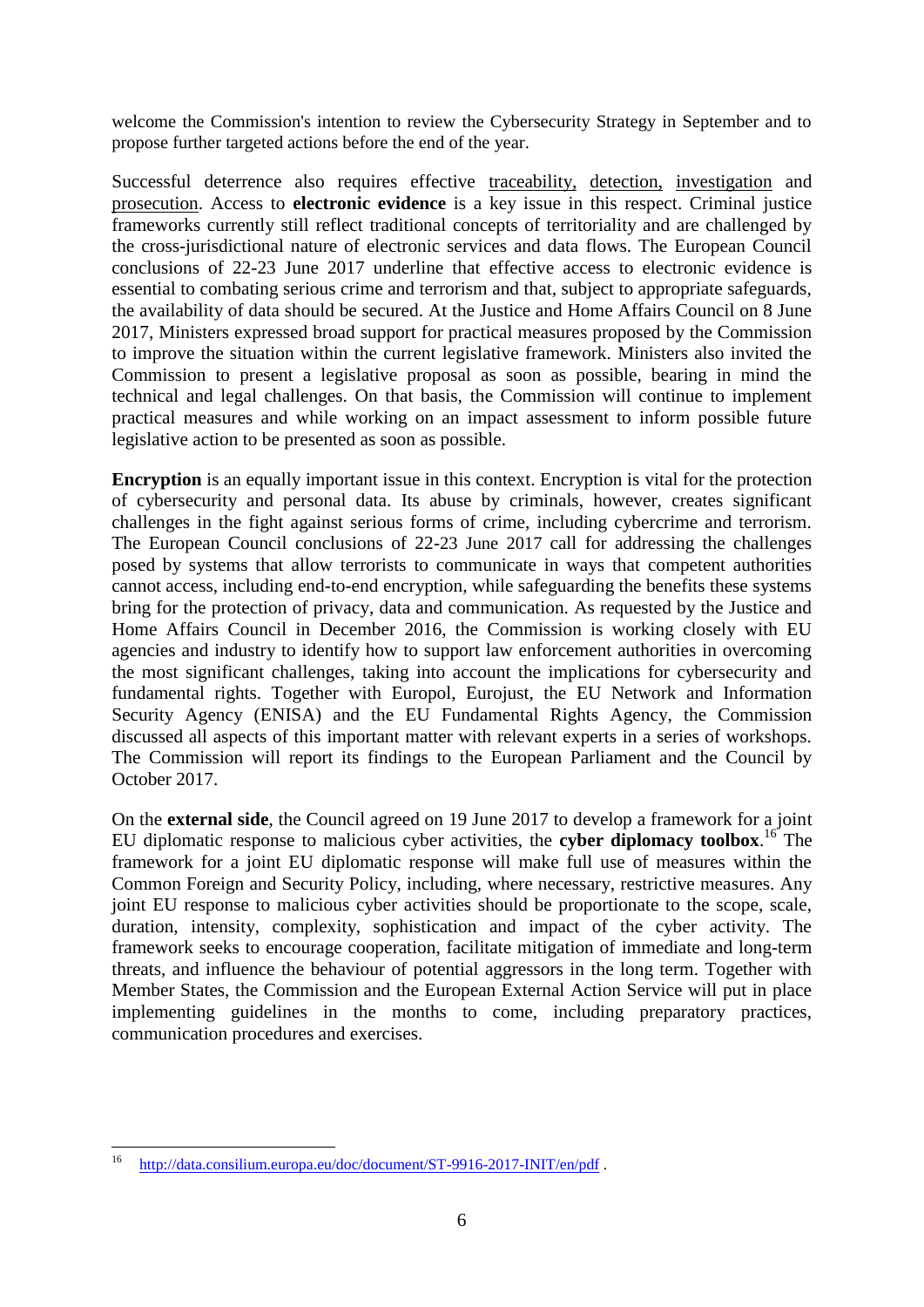welcome the Commission's intention to review the Cybersecurity Strategy in September and to propose further targeted actions before the end of the year.

Successful deterrence also requires effective traceability, detection, investigation and prosecution. Access to **electronic evidence** is a key issue in this respect. Criminal justice frameworks currently still reflect traditional concepts of territoriality and are challenged by the cross-jurisdictional nature of electronic services and data flows. The European Council conclusions of 22-23 June 2017 underline that effective access to electronic evidence is essential to combating serious crime and terrorism and that, subject to appropriate safeguards, the availability of data should be secured. At the Justice and Home Affairs Council on 8 June 2017, Ministers expressed broad support for practical measures proposed by the Commission to improve the situation within the current legislative framework. Ministers also invited the Commission to present a legislative proposal as soon as possible, bearing in mind the technical and legal challenges. On that basis, the Commission will continue to implement practical measures and while working on an impact assessment to inform possible future legislative action to be presented as soon as possible.

**Encryption** is an equally important issue in this context. Encryption is vital for the protection of cybersecurity and personal data. Its abuse by criminals, however, creates significant challenges in the fight against serious forms of crime, including cybercrime and terrorism. The European Council conclusions of 22-23 June 2017 call for addressing the challenges posed by systems that allow terrorists to communicate in ways that competent authorities cannot access, including end-to-end encryption, while safeguarding the benefits these systems bring for the protection of privacy, data and communication. As requested by the Justice and Home Affairs Council in December 2016, the Commission is working closely with EU agencies and industry to identify how to support law enforcement authorities in overcoming the most significant challenges, taking into account the implications for cybersecurity and fundamental rights. Together with Europol, Eurojust, the EU Network and Information Security Agency (ENISA) and the EU Fundamental Rights Agency, the Commission discussed all aspects of this important matter with relevant experts in a series of workshops. The Commission will report its findings to the European Parliament and the Council by October 2017.

On the **external side**, the Council agreed on 19 June 2017 to develop a framework for a joint EU diplomatic response to malicious cyber activities, the **cyber diplomacy toolbox**.[16] The framework for a joint EU diplomatic response will make full use of measures within the Common Foreign and Security Policy, including, where necessary, restrictive measures. Any joint EU response to malicious cyber activities should be proportionate to the scope, scale, duration, intensity, complexity, sophistication and impact of the cyber activity. The framework seeks to encourage cooperation, facilitate mitigation of immediate and long-term threats, and influence the behaviour of potential aggressors in the long term. Together with Member States, the Commission and the European External Action Service will put in place implementing guidelines in the months to come, including preparatory practices, communication procedures and exercises.

---

[16] http://data.consilium.europa.eu/doc/document/ST-9916-2017-INIT/en/pdf .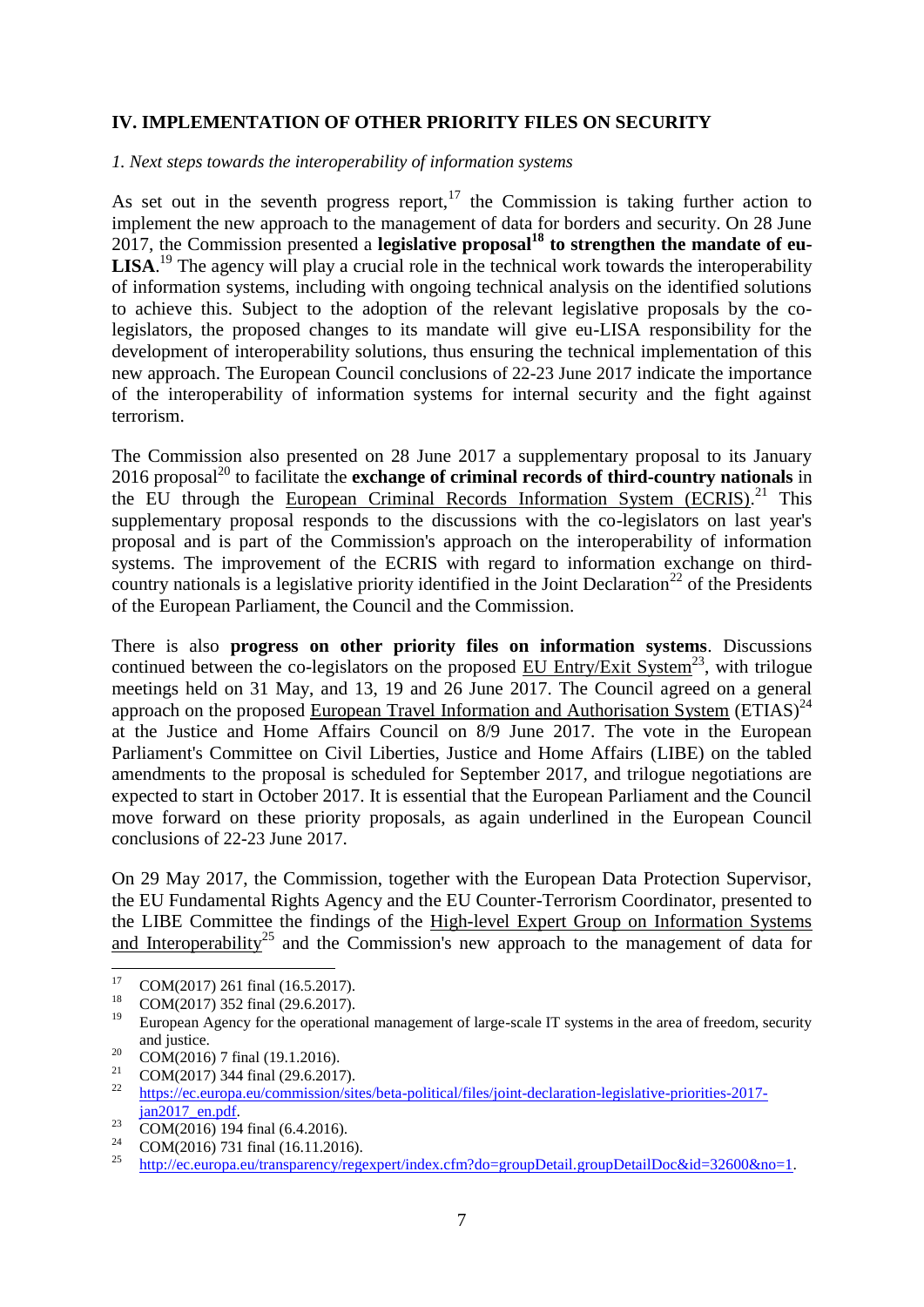## IV. IMPLEMENTATION OF OTHER PRIORITY FILES ON SECURITY

*1. Next steps towards the interoperability of information systems*

As set out in the seventh progress report,[17] the Commission is taking further action to implement the new approach to the management of data for borders and security. On 28 June 2017, the Commission presented a **legislative proposal[18] to strengthen the mandate of eu-LISA**.[19] The agency will play a crucial role in the technical work towards the interoperability of information systems, including with ongoing technical analysis on the identified solutions to achieve this. Subject to the adoption of the relevant legislative proposals by the co-legislators, the proposed changes to its mandate will give eu-LISA responsibility for the development of interoperability solutions, thus ensuring the technical implementation of this new approach. The European Council conclusions of 22-23 June 2017 indicate the importance of the interoperability of information systems for internal security and the fight against terrorism.

The Commission also presented on 28 June 2017 a supplementary proposal to its January 2016 proposal[20] to facilitate the **exchange of criminal records of third-country nationals** in the EU through the European Criminal Records Information System (ECRIS).[21] This supplementary proposal responds to the discussions with the co-legislators on last year's proposal and is part of the Commission's approach on the interoperability of information systems. The improvement of the ECRIS with regard to information exchange on third-country nationals is a legislative priority identified in the Joint Declaration[22] of the Presidents of the European Parliament, the Council and the Commission.

There is also **progress on other priority files on information systems**. Discussions continued between the co-legislators on the proposed EU Entry/Exit System[23], with trilogue meetings held on 31 May, and 13, 19 and 26 June 2017. The Council agreed on a general approach on the proposed European Travel Information and Authorisation System (ETIAS)[24] at the Justice and Home Affairs Council on 8/9 June 2017. The vote in the European Parliament's Committee on Civil Liberties, Justice and Home Affairs (LIBE) on the tabled amendments to the proposal is scheduled for September 2017, and trilogue negotiations are expected to start in October 2017. It is essential that the European Parliament and the Council move forward on these priority proposals, as again underlined in the European Council conclusions of 22-23 June 2017.

On 29 May 2017, the Commission, together with the European Data Protection Supervisor, the EU Fundamental Rights Agency and the EU Counter-Terrorism Coordinator, presented to the LIBE Committee the findings of the High-level Expert Group on Information Systems and Interoperability[25] and the Commission's new approach to the management of data for

---

[17] COM(2017) 261 final (16.5.2017).

[18] COM(2017) 352 final (29.6.2017).

[19] European Agency for the operational management of large-scale IT systems in the area of freedom, security and justice.

[20] COM(2016) 7 final (19.1.2016).

[21] COM(2017) 344 final (29.6.2017).

[22] https://ec.europa.eu/commission/sites/beta-political/files/joint-declaration-legislative-priorities-2017-jan2017_en.pdf.

[23] COM(2016) 194 final (6.4.2016).

[24] COM(2016) 731 final (16.11.2016).

[25] http://ec.europa.eu/transparency/regexpert/index.cfm?do=groupDetail.groupDetailDoc&id=32600&no=1.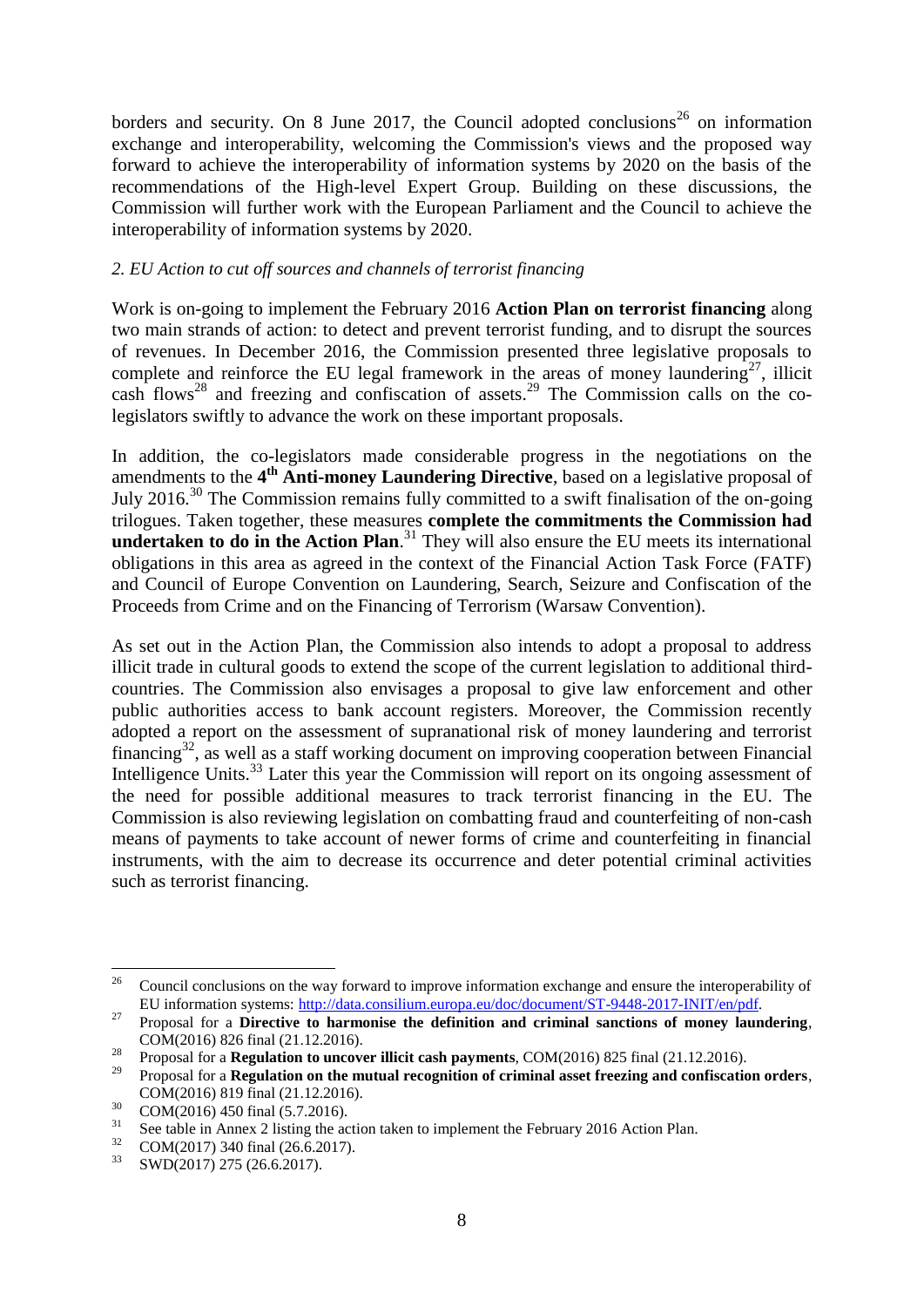borders and security. On 8 June 2017, the Council adopted conclusions[26] on information exchange and interoperability, welcoming the Commission's views and the proposed way forward to achieve the interoperability of information systems by 2020 on the basis of the recommendations of the High-level Expert Group. Building on these discussions, the Commission will further work with the European Parliament and the Council to achieve the interoperability of information systems by 2020.

*2. EU Action to cut off sources and channels of terrorist financing*

Work is on-going to implement the February 2016 **Action Plan on terrorist financing** along two main strands of action: to detect and prevent terrorist funding, and to disrupt the sources of revenues. In December 2016, the Commission presented three legislative proposals to complete and reinforce the EU legal framework in the areas of money laundering[27], illicit cash flows[28] and freezing and confiscation of assets.[29] The Commission calls on the co-legislators swiftly to advance the work on these important proposals.

In addition, the co-legislators made considerable progress in the negotiations on the amendments to the **4th Anti-money Laundering Directive**, based on a legislative proposal of July 2016.[30] The Commission remains fully committed to a swift finalisation of the on-going trilogues. Taken together, these measures **complete the commitments the Commission had undertaken to do in the Action Plan**.[31] They will also ensure the EU meets its international obligations in this area as agreed in the context of the Financial Action Task Force (FATF) and Council of Europe Convention on Laundering, Search, Seizure and Confiscation of the Proceeds from Crime and on the Financing of Terrorism (Warsaw Convention).

As set out in the Action Plan, the Commission also intends to adopt a proposal to address illicit trade in cultural goods to extend the scope of the current legislation to additional third-countries. The Commission also envisages a proposal to give law enforcement and other public authorities access to bank account registers. Moreover, the Commission recently adopted a report on the assessment of supranational risk of money laundering and terrorist financing[32], as well as a staff working document on improving cooperation between Financial Intelligence Units.[33] Later this year the Commission will report on its ongoing assessment of the need for possible additional measures to track terrorist financing in the EU. The Commission is also reviewing legislation on combatting fraud and counterfeiting of non-cash means of payments to take account of newer forms of crime and counterfeiting in financial instruments, with the aim to decrease its occurrence and deter potential criminal activities such as terrorist financing.

---

[26] Council conclusions on the way forward to improve information exchange and ensure the interoperability of EU information systems: http://data.consilium.europa.eu/doc/document/ST-9448-2017-INIT/en/pdf.

[27] Proposal for a **Directive to harmonise the definition and criminal sanctions of money laundering**, COM(2016) 826 final (21.12.2016).

[28] Proposal for a **Regulation to uncover illicit cash payments**, COM(2016) 825 final (21.12.2016).

[29] Proposal for a **Regulation on the mutual recognition of criminal asset freezing and confiscation orders**, COM(2016) 819 final (21.12.2016).

[30] COM(2016) 450 final (5.7.2016).

[31] See table in Annex 2 listing the action taken to implement the February 2016 Action Plan.

[32] COM(2017) 340 final (26.6.2017).

[33] SWD(2017) 275 (26.6.2017).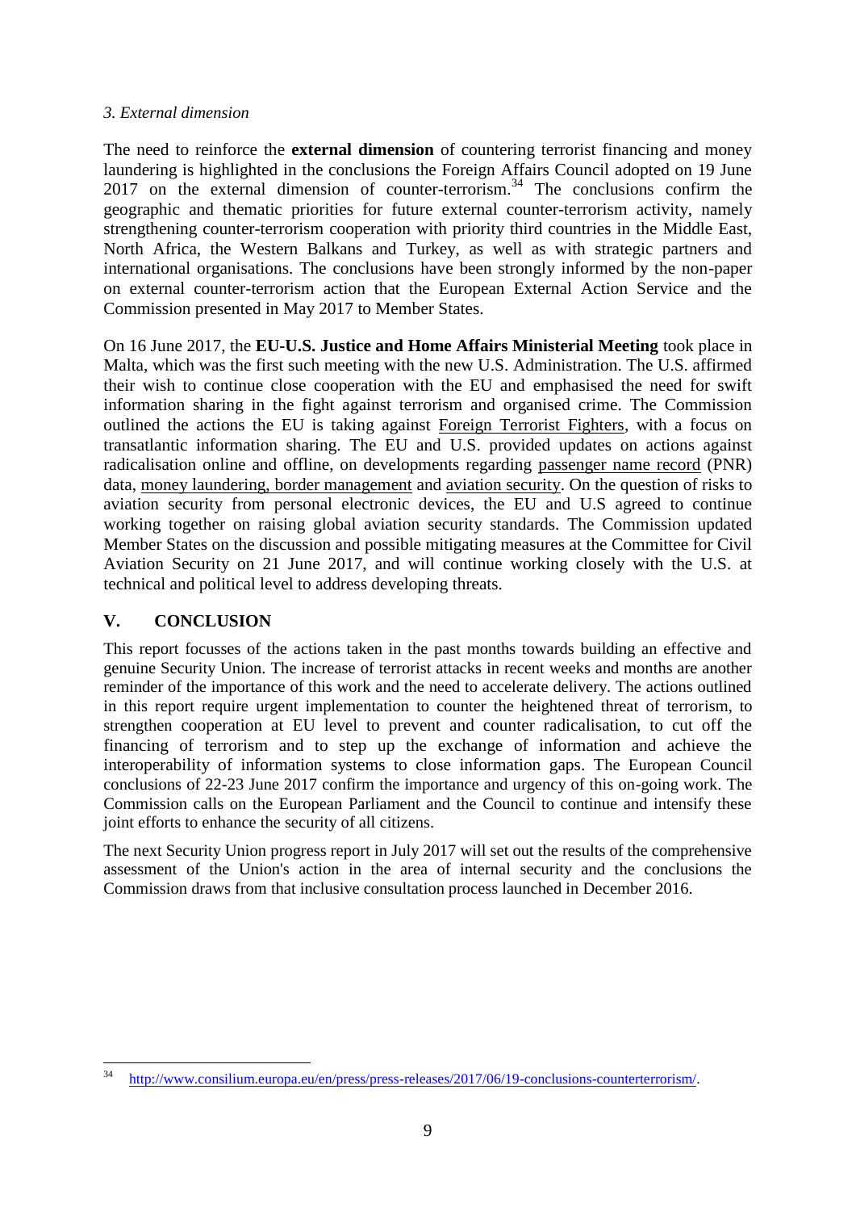*3. External dimension*

The need to reinforce the **external dimension** of countering terrorist financing and money laundering is highlighted in the conclusions the Foreign Affairs Council adopted on 19 June 2017 on the external dimension of counter-terrorism.[34] The conclusions confirm the geographic and thematic priorities for future external counter-terrorism activity, namely strengthening counter-terrorism cooperation with priority third countries in the Middle East, North Africa, the Western Balkans and Turkey, as well as with strategic partners and international organisations. The conclusions have been strongly informed by the non-paper on external counter-terrorism action that the European External Action Service and the Commission presented in May 2017 to Member States.

On 16 June 2017, the **EU-U.S. Justice and Home Affairs Ministerial Meeting** took place in Malta, which was the first such meeting with the new U.S. Administration. The U.S. affirmed their wish to continue close cooperation with the EU and emphasised the need for swift information sharing in the fight against terrorism and organised crime. The Commission outlined the actions the EU is taking against Foreign Terrorist Fighters, with a focus on transatlantic information sharing. The EU and U.S. provided updates on actions against radicalisation online and offline, on developments regarding passenger name record (PNR) data, money laundering, border management and aviation security. On the question of risks to aviation security from personal electronic devices, the EU and U.S agreed to continue working together on raising global aviation security standards. The Commission updated Member States on the discussion and possible mitigating measures at the Committee for Civil Aviation Security on 21 June 2017, and will continue working closely with the U.S. at technical and political level to address developing threats.

## V. CONCLUSION

This report focusses of the actions taken in the past months towards building an effective and genuine Security Union. The increase of terrorist attacks in recent weeks and months are another reminder of the importance of this work and the need to accelerate delivery. The actions outlined in this report require urgent implementation to counter the heightened threat of terrorism, to strengthen cooperation at EU level to prevent and counter radicalisation, to cut off the financing of terrorism and to step up the exchange of information and achieve the interoperability of information systems to close information gaps. The European Council conclusions of 22-23 June 2017 confirm the importance and urgency of this on-going work. The Commission calls on the European Parliament and the Council to continue and intensify these joint efforts to enhance the security of all citizens.

The next Security Union progress report in July 2017 will set out the results of the comprehensive assessment of the Union's action in the area of internal security and the conclusions the Commission draws from that inclusive consultation process launched in December 2016.

---

[34] http://www.consilium.europa.eu/en/press/press-releases/2017/06/19-conclusions-counterterrorism/.